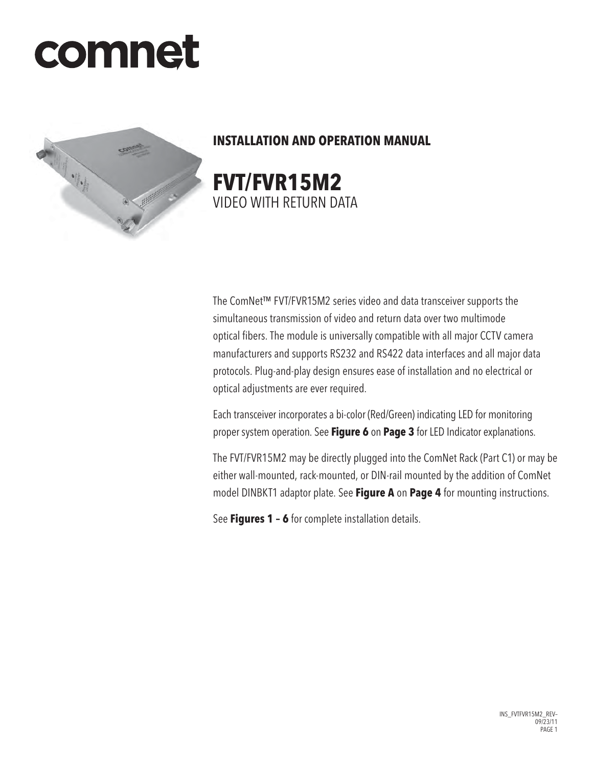# comnet

## INSTALLATION AND OPERATION MANUAL

# FVT/FVR15M2

VIDEO WITH RETURN DATA

The ComNet™ FVT/FVR15M2 series video and data transceiver supports the simultaneous transmission of video and return data over two multimode optical fibers. The module is universally compatible with all major CCTV camera manufacturers and supports RS232 and RS422 data interfaces and all major data protocols. Plug-and-play design ensures ease of installation and no electrical or optical adjustments are ever required.

Each transceiver incorporates a bi-color (Red/Green) indicating LED for monitoring proper system operation. See **Figure 6** on **Page 3** for LED Indicator explanations.

The FVT/FVR15M2 may be directly plugged into the ComNet Rack (Part C1) or may be either wall-mounted, rack-mounted, or DIN-rail mounted by the addition of ComNet model DINBKT1 adaptor plate. See **Figure A** on **Page 4** for mounting instructions.

See **Figures 1 – 6** for complete installation details.

INS_FVTFVR15M2_REV–
09/23/11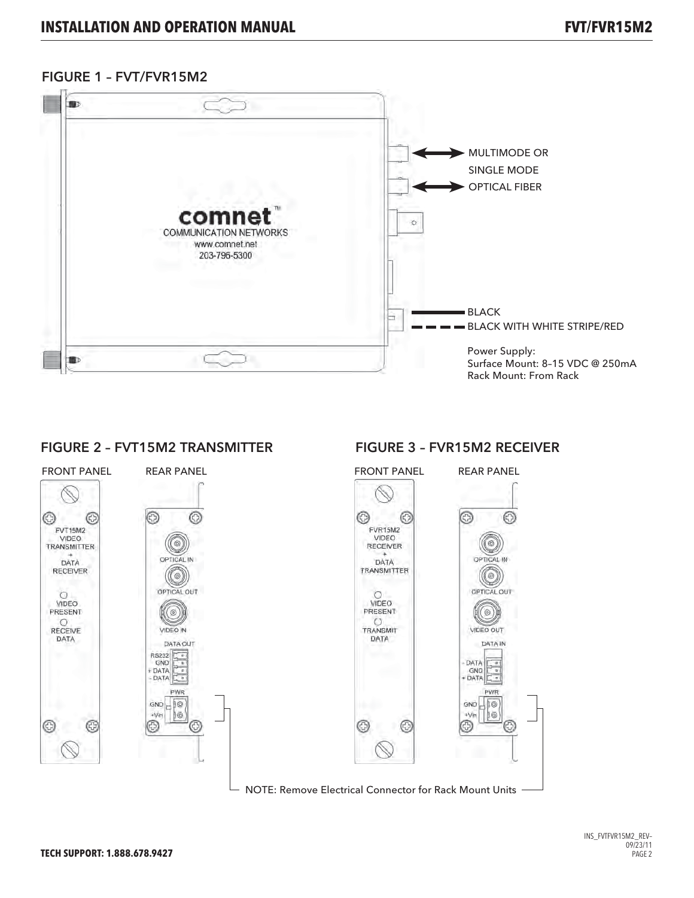## FIGURE 1 – FVT/FVR15M2

MULTIMODE OR SINGLE MODE OPTICAL FIBER

comnet™
COMMUNICATION NETWORKS
www.comnet.net
203-796-5300

BLACK

BLACK WITH WHITE STRIPE/RED

Power Supply:
Surface Mount: 8–15 VDC @ 250mA
Rack Mount: From Rack

## FIGURE 2 – FVT15M2 TRANSMITTER

FRONT PANEL

FVT15M2
VIDEO
TRANSMITTER
+
DATA
RECEIVER

VIDEO PRESENT

RECEIVE DATA

REAR PANEL

OPTICAL IN

OPTICAL OUT

VIDEO IN

DATA OUT

RS232
GND
+ DATA
- DATA

PWR

GND
+Vin

## FIGURE 3 – FVR15M2 RECEIVER

FRONT PANEL

FVR15M2
VIDEO
RECEIVER
+
DATA
TRANSMITTER

VIDEO PRESENT

TRANSMIT DATA

REAR PANEL

OPTICAL IN

OPTICAL OUT

VIDEO OUT

DATA IN

- DATA
GND
+ DATA

PWR

GND
+Vin

NOTE: Remove Electrical Connector for Rack Mount Units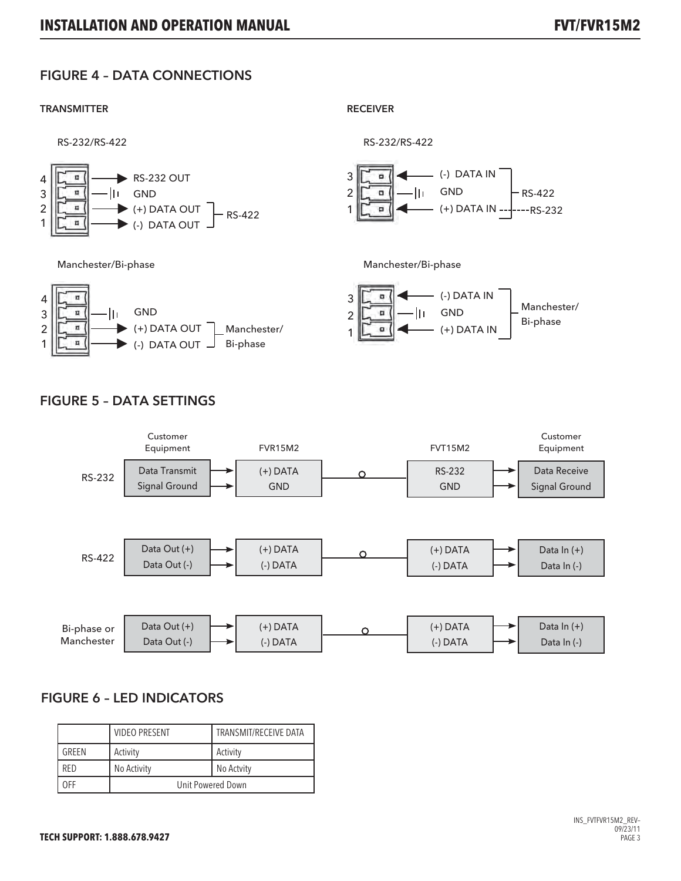## FIGURE 4 – DATA CONNECTIONS

**TRANSMITTER**

RS-232/RS-422

| Pin | Signal | |
|---|---|---|
| 4 | RS-232 OUT | |
| 3 | GND | |
| 2 | (+) DATA OUT | RS-422 |
| 1 | (-) DATA OUT | RS-422 |

Manchester/Bi-phase

| Pin | Signal | |
|---|---|---|
| 4 | | |
| 3 | GND | |
| 2 | (+) DATA OUT | Manchester/ Bi-phase |
| 1 | (-) DATA OUT | Manchester/ Bi-phase |

**RECEIVER**

RS-232/RS-422

| Pin | Signal | |
|---|---|---|
| 3 | (-) DATA IN | RS-422 |
| 2 | GND | |
| 1 | (+) DATA IN | RS-422 / RS-232 |

Manchester/Bi-phase

| Pin | Signal | |
|---|---|---|
| 3 | (-) DATA IN | Manchester/ Bi-phase |
| 2 | GND | |
| 1 | (+) DATA IN | Manchester/ Bi-phase |

## FIGURE 5 – DATA SETTINGS

| | Customer Equipment | FVR15M2 | | FVT15M2 | Customer Equipment |
|---|---|---|---|---|---|
| RS-232 | Data Transmit<br>Signal Ground | (+) DATA<br>GND | → | RS-232<br>GND | Data Receive<br>Signal Ground |
| RS-422 | Data Out (+)<br>Data Out (-) | (+) DATA<br>(-) DATA | → | (+) DATA<br>(-) DATA | Data In (+)<br>Data In (-) |
| Bi-phase or Manchester | Data Out (+)<br>Data Out (-) | (+) DATA<br>(-) DATA | → | (+) DATA<br>(-) DATA | Data In (+)<br>Data In (-) |

## FIGURE 6 – LED INDICATORS

| | VIDEO PRESENT | TRANSMIT/RECEIVE DATA |
|---|---|---|
| GREEN | Activity | Activity |
| RED | No Activity | No Actvity |
| OFF | Unit Powered Down | |

**TECH SUPPORT: 1.888.678.9427**

INS_FVTFVR15M2_REV-
09/23/11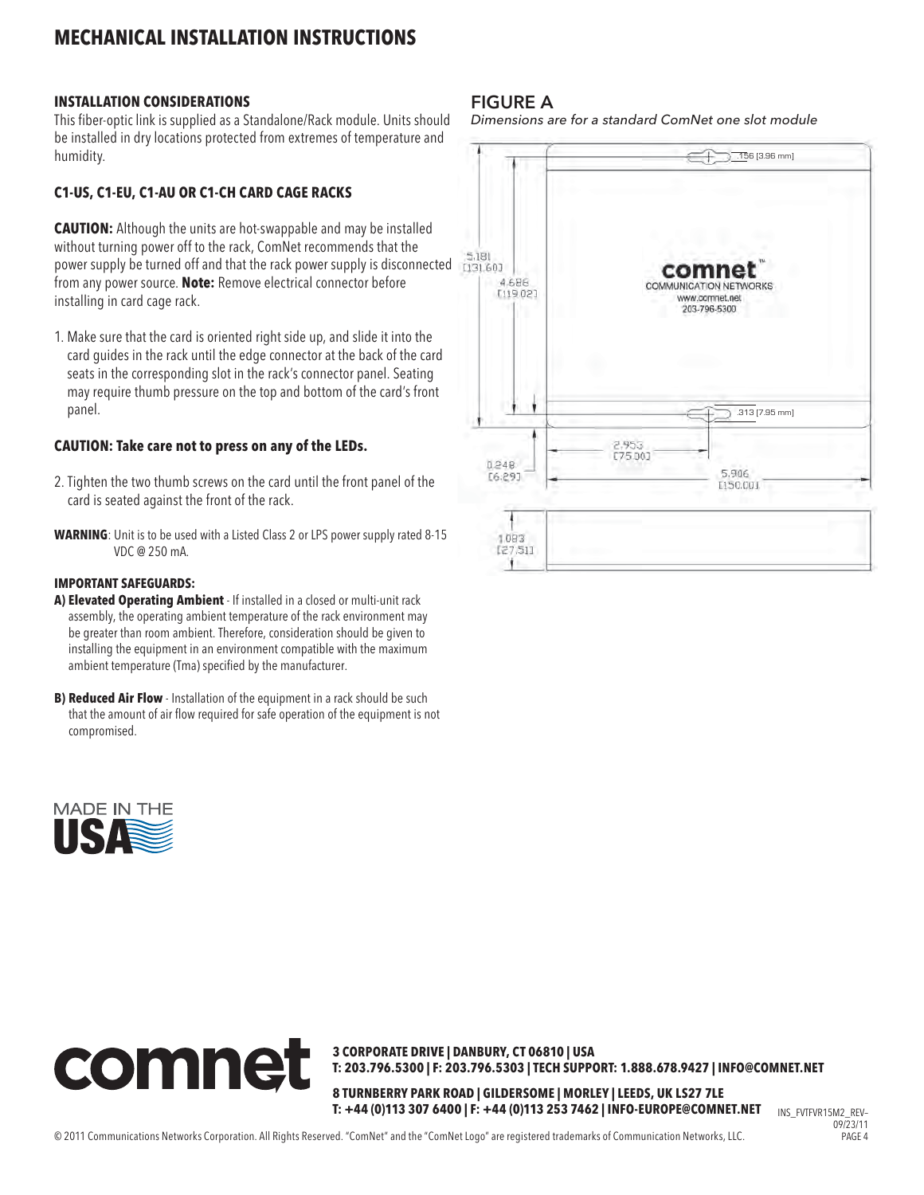# MECHANICAL INSTALLATION INSTRUCTIONS

### INSTALLATION CONSIDERATIONS

This fiber-optic link is supplied as a Standalone/Rack module. Units should be installed in dry locations protected from extremes of temperature and humidity.

### C1-US, C1-EU, C1-AU OR C1-CH CARD CAGE RACKS

**CAUTION:** Although the units are hot-swappable and may be installed without turning power off to the rack, ComNet recommends that the power supply be turned off and that the rack power supply is disconnected from any power source. **Note:** Remove electrical connector before installing in card cage rack.

1. Make sure that the card is oriented right side up, and slide it into the card guides in the rack until the edge connector at the back of the card seats in the corresponding slot in the rack's connector panel. Seating may require thumb pressure on the top and bottom of the card's front panel.

**CAUTION: Take care not to press on any of the LEDs.**

2. Tighten the two thumb screws on the card until the front panel of the card is seated against the front of the rack.

**WARNING**: Unit is to be used with a Listed Class 2 or LPS power supply rated 8-15 VDC @ 250 mA.

**IMPORTANT SAFEGUARDS:**

**A) Elevated Operating Ambient** - If installed in a closed or multi-unit rack assembly, the operating ambient temperature of the rack environment may be greater than room ambient. Therefore, consideration should be given to installing the equipment in an environment compatible with the maximum ambient temperature (Tma) specified by the manufacturer.

**B) Reduced Air Flow** - Installation of the equipment in a rack should be such that the amount of air flow required for safe operation of the equipment is not compromised.

## FIGURE A

*Dimensions are for a standard ComNet one slot module*

.156 [3.96 mm]
5.181 [131.60]
4.686 [119.02]
comnet
COMMUNICATION NETWORKS
www.comnet.net
203-796-5300
.313 [7.95 mm]
2.953 [75.00]
0.248 [6.29]
5.906 [150.00]
1.083 [27.51]

MADE IN THE USA

comnet

**3 CORPORATE DRIVE | DANBURY, CT 06810 | USA**
**T: 203.796.5300 | F: 203.796.5303 | TECH SUPPORT: 1.888.678.9427 | INFO@COMNET.NET**

**8 TURNBERRY PARK ROAD | GILDERSOME | MORLEY | LEEDS, UK LS27 7LE**
**T: +44 (0)113 307 6400 | F: +44 (0)113 253 7462 | INFO-EUROPE@COMNET.NET**

INS_FVTFVR15M2_REV– 09/23/11

© 2011 Communications Networks Corporation. All Rights Reserved. "ComNet" and the "ComNet Logo" are registered trademarks of Communication Networks, LLC.